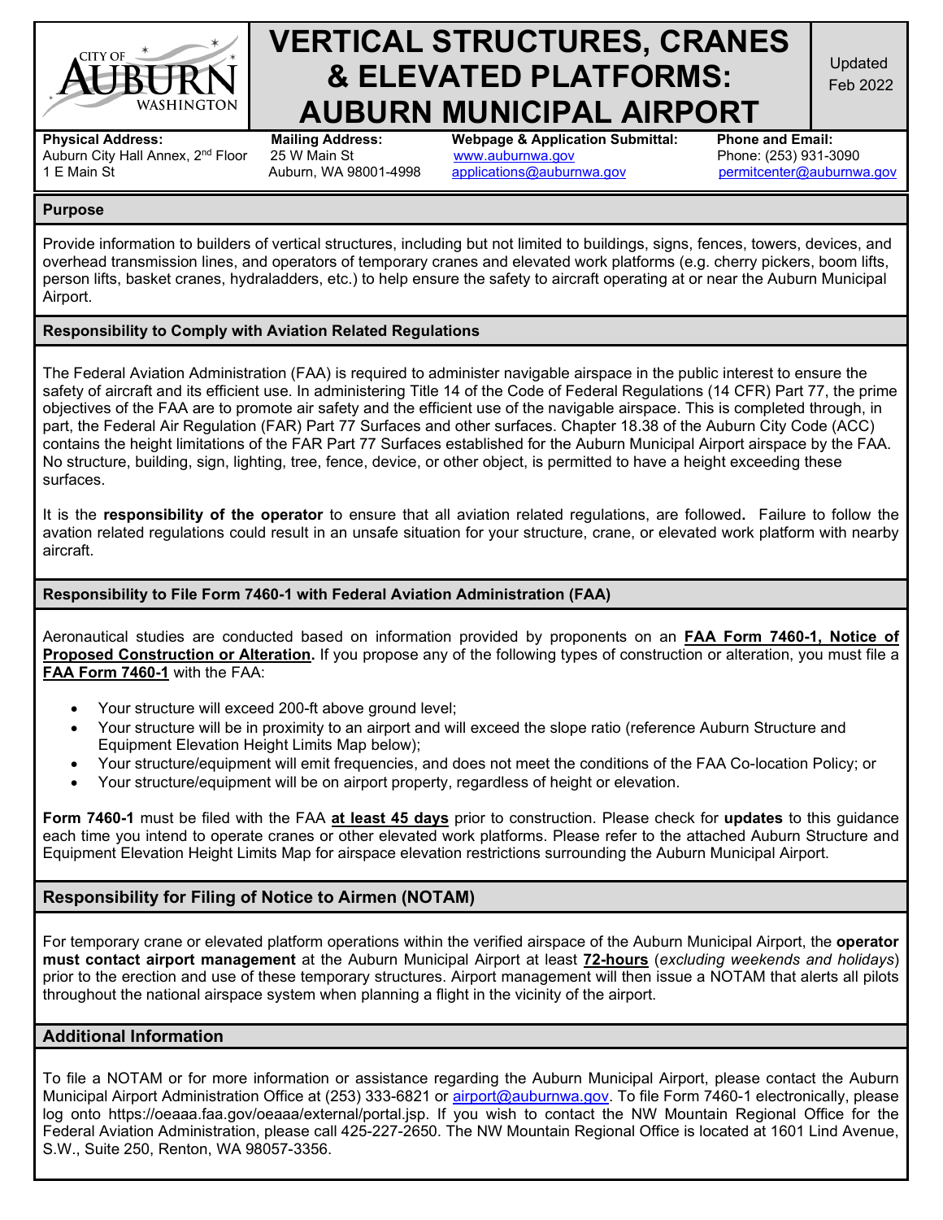# VERTICAL STRUCTURES, CRANES & ELEVATED PLATFORMS: AUBURN MUNICIPAL AIRPORT

Updated Feb 2022

**Physical Address:**
Auburn City Hall Annex, 2nd Floor
1 E Main St

**Mailing Address:**
25 W Main St
Auburn, WA 98001-4998

**Webpage & Application Submittal:**
www.auburnwa.gov
applications@auburnwa.gov

**Phone and Email:**
Phone: (253) 931-3090
permitcenter@auburnwa.gov

## Purpose

Provide information to builders of vertical structures, including but not limited to buildings, signs, fences, towers, devices, and overhead transmission lines, and operators of temporary cranes and elevated work platforms (e.g. cherry pickers, boom lifts, person lifts, basket cranes, hydraladders, etc.) to help ensure the safety to aircraft operating at or near the Auburn Municipal Airport.

## Responsibility to Comply with Aviation Related Regulations

The Federal Aviation Administration (FAA) is required to administer navigable airspace in the public interest to ensure the safety of aircraft and its efficient use. In administering Title 14 of the Code of Federal Regulations (14 CFR) Part 77, the prime objectives of the FAA are to promote air safety and the efficient use of the navigable airspace. This is completed through, in part, the Federal Air Regulation (FAR) Part 77 Surfaces and other surfaces. Chapter 18.38 of the Auburn City Code (ACC) contains the height limitations of the FAR Part 77 Surfaces established for the Auburn Municipal Airport airspace by the FAA. No structure, building, sign, lighting, tree, fence, device, or other object, is permitted to have a height exceeding these surfaces.

It is the **responsibility of the operator** to ensure that all aviation related regulations, are followed**.** Failure to follow the avation related regulations could result in an unsafe situation for your structure, crane, or elevated work platform with nearby aircraft.

## Responsibility to File Form 7460-1 with Federal Aviation Administration (FAA)

Aeronautical studies are conducted based on information provided by proponents on an **FAA Form 7460-1, Notice of Proposed Construction or Alteration.** If you propose any of the following types of construction or alteration, you must file a **FAA Form 7460-1** with the FAA:

- Your structure will exceed 200-ft above ground level;
- Your structure will be in proximity to an airport and will exceed the slope ratio (reference Auburn Structure and Equipment Elevation Height Limits Map below);
- Your structure/equipment will emit frequencies, and does not meet the conditions of the FAA Co-location Policy; or
- Your structure/equipment will be on airport property, regardless of height or elevation.

**Form 7460-1** must be filed with the FAA **at least 45 days** prior to construction. Please check for **updates** to this guidance each time you intend to operate cranes or other elevated work platforms. Please refer to the attached Auburn Structure and Equipment Elevation Height Limits Map for airspace elevation restrictions surrounding the Auburn Municipal Airport.

## Responsibility for Filing of Notice to Airmen (NOTAM)

For temporary crane or elevated platform operations within the verified airspace of the Auburn Municipal Airport, the **operator must contact airport management** at the Auburn Municipal Airport at least **72-hours** (*excluding weekends and holidays*) prior to the erection and use of these temporary structures. Airport management will then issue a NOTAM that alerts all pilots throughout the national airspace system when planning a flight in the vicinity of the airport.

## Additional Information

To file a NOTAM or for more information or assistance regarding the Auburn Municipal Airport, please contact the Auburn Municipal Airport Administration Office at (253) 333-6821 or airport@auburnwa.gov. To file Form 7460-1 electronically, please log onto https://oeaaa.faa.gov/oeaaa/external/portal.jsp. If you wish to contact the NW Mountain Regional Office for the Federal Aviation Administration, please call 425-227-2650. The NW Mountain Regional Office is located at 1601 Lind Avenue, S.W., Suite 250, Renton, WA 98057-3356.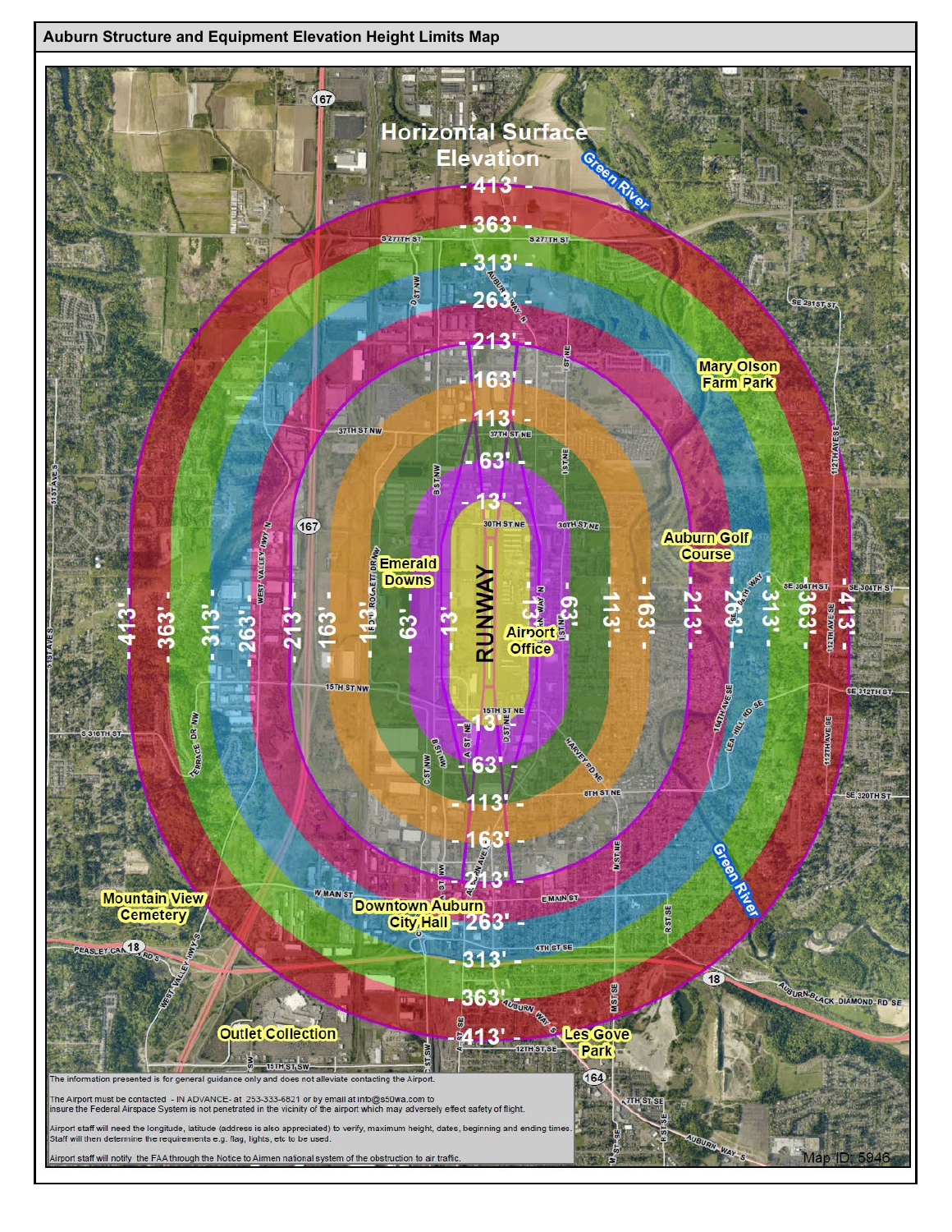# Auburn Structure and Equipment Elevation Height Limits Map

Horizontal Surface Elevation

- 413' -
- 363' -
- 313' -
- 263' -
- 213' -
- 163' -
- 113' -
- 63' -
- 13' -

RUNWAY

Airport Office

Emerald Downs

Auburn Golf Course

Mary Olson Farm Park

Green River

Mountain View Cemetery

Downtown Auburn City Hall

Outlet Collection

Les Gove Park

The information presented is for general guidance only and does not alleviate contacting the Airport.

The Airport must be contacted - IN ADVANCE- at 253-333-6821 or by email at info@s50wa.com to insure the Federal Airspace System is not penetrated in the vicinity of the airport which may adversely effect safety of flight.

Airport staff will need the longitude, latitude (address is also appreciated) to verify, maximum height, dates, beginning and ending times. Staff will then determine the requirements e.g. flag, lights, etc to be used.

Airport staff will notify the FAA through the Notice to Airmen national system of the obstruction to air traffic.

Map ID: 5946